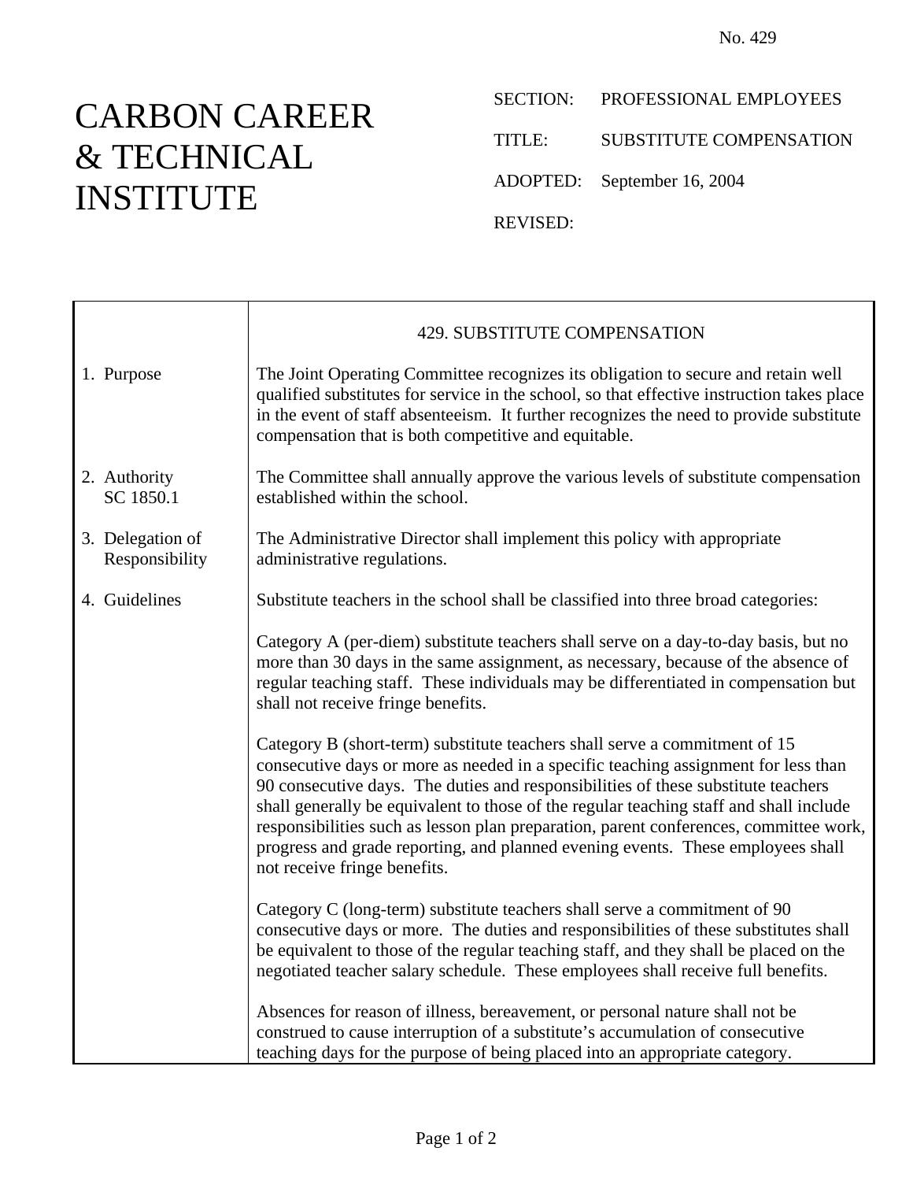No. 429

# CARBON CAREER & TECHNICAL INSTITUTE

SECTION: PROFESSIONAL EMPLOYEES

TITLE: SUBSTITUTE COMPENSATION

ADOPTED: September 16, 2004

REVISED:

## 429. SUBSTITUTE COMPENSATION

**1. Purpose**

The Joint Operating Committee recognizes its obligation to secure and retain well qualified substitutes for service in the school, so that effective instruction takes place in the event of staff absenteeism. It further recognizes the need to provide substitute compensation that is both competitive and equitable.

**2. Authority**
SC 1850.1

The Committee shall annually approve the various levels of substitute compensation established within the school.

**3. Delegation of Responsibility**

The Administrative Director shall implement this policy with appropriate administrative regulations.

**4. Guidelines**

Substitute teachers in the school shall be classified into three broad categories:

Category A (per-diem) substitute teachers shall serve on a day-to-day basis, but no more than 30 days in the same assignment, as necessary, because of the absence of regular teaching staff. These individuals may be differentiated in compensation but shall not receive fringe benefits.

Category B (short-term) substitute teachers shall serve a commitment of 15 consecutive days or more as needed in a specific teaching assignment for less than 90 consecutive days. The duties and responsibilities of these substitute teachers shall generally be equivalent to those of the regular teaching staff and shall include responsibilities such as lesson plan preparation, parent conferences, committee work, progress and grade reporting, and planned evening events. These employees shall not receive fringe benefits.

Category C (long-term) substitute teachers shall serve a commitment of 90 consecutive days or more. The duties and responsibilities of these substitutes shall be equivalent to those of the regular teaching staff, and they shall be placed on the negotiated teacher salary schedule. These employees shall receive full benefits.

Absences for reason of illness, bereavement, or personal nature shall not be construed to cause interruption of a substitute's accumulation of consecutive teaching days for the purpose of being placed into an appropriate category.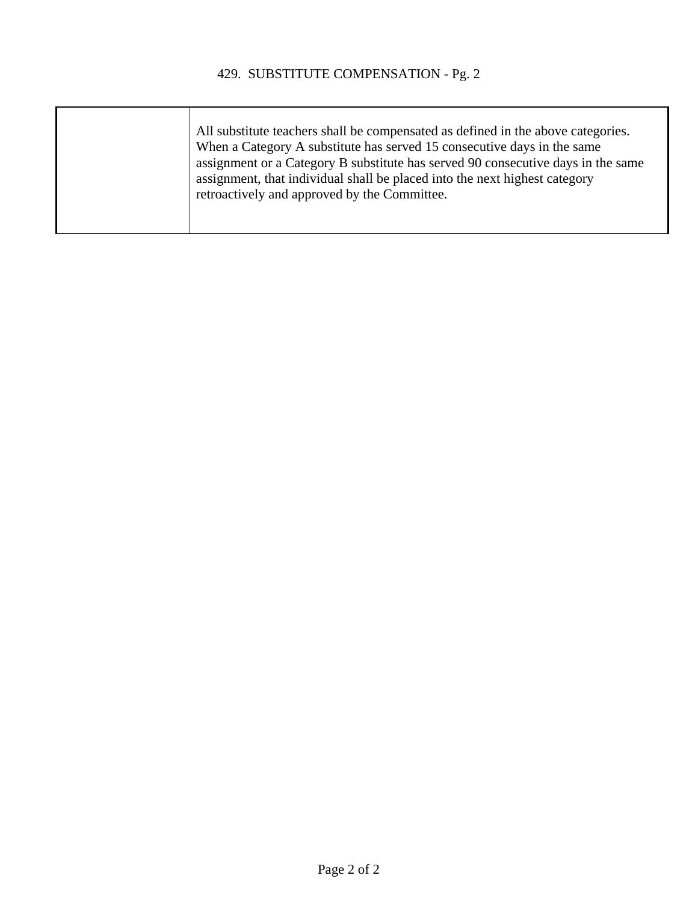| | |
|---|---|
| | All substitute teachers shall be compensated as defined in the above categories. When a Category A substitute has served 15 consecutive days in the same assignment or a Category B substitute has served 90 consecutive days in the same assignment, that individual shall be placed into the next highest category retroactively and approved by the Committee. |